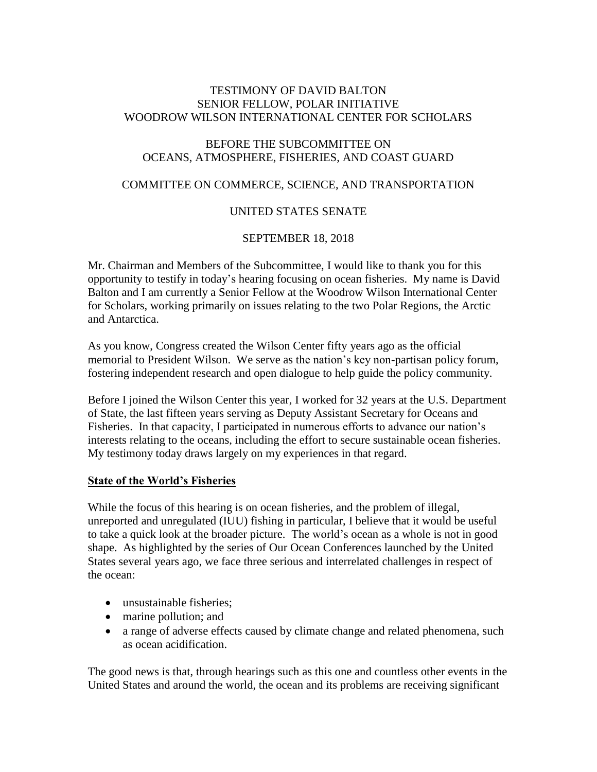TESTIMONY OF DAVID BALTON
SENIOR FELLOW, POLAR INITIATIVE
WOODROW WILSON INTERNATIONAL CENTER FOR SCHOLARS

BEFORE THE SUBCOMMITTEE ON
OCEANS, ATMOSPHERE, FISHERIES, AND COAST GUARD

COMMITTEE ON COMMERCE, SCIENCE, AND TRANSPORTATION

UNITED STATES SENATE

SEPTEMBER 18, 2018

Mr. Chairman and Members of the Subcommittee, I would like to thank you for this opportunity to testify in today's hearing focusing on ocean fisheries. My name is David Balton and I am currently a Senior Fellow at the Woodrow Wilson International Center for Scholars, working primarily on issues relating to the two Polar Regions, the Arctic and Antarctica.

As you know, Congress created the Wilson Center fifty years ago as the official memorial to President Wilson. We serve as the nation's key non-partisan policy forum, fostering independent research and open dialogue to help guide the policy community.

Before I joined the Wilson Center this year, I worked for 32 years at the U.S. Department of State, the last fifteen years serving as Deputy Assistant Secretary for Oceans and Fisheries. In that capacity, I participated in numerous efforts to advance our nation's interests relating to the oceans, including the effort to secure sustainable ocean fisheries. My testimony today draws largely on my experiences in that regard.

## State of the World's Fisheries

While the focus of this hearing is on ocean fisheries, and the problem of illegal, unreported and unregulated (IUU) fishing in particular, I believe that it would be useful to take a quick look at the broader picture. The world's ocean as a whole is not in good shape. As highlighted by the series of Our Ocean Conferences launched by the United States several years ago, we face three serious and interrelated challenges in respect of the ocean:

- unsustainable fisheries;
- marine pollution; and
- a range of adverse effects caused by climate change and related phenomena, such as ocean acidification.

The good news is that, through hearings such as this one and countless other events in the United States and around the world, the ocean and its problems are receiving significant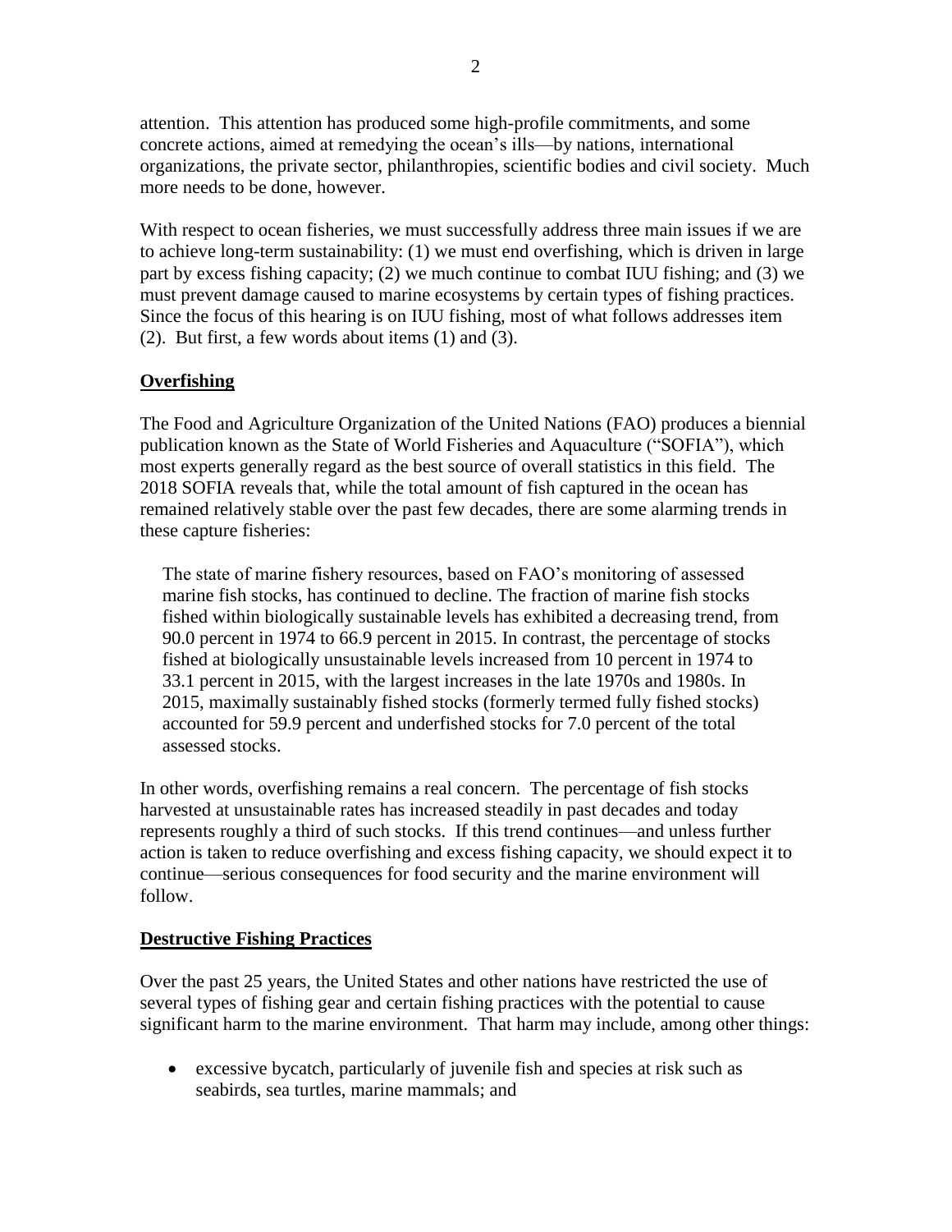attention. This attention has produced some high-profile commitments, and some concrete actions, aimed at remedying the ocean's ills—by nations, international organizations, the private sector, philanthropies, scientific bodies and civil society. Much more needs to be done, however.

With respect to ocean fisheries, we must successfully address three main issues if we are to achieve long-term sustainability: (1) we must end overfishing, which is driven in large part by excess fishing capacity; (2) we much continue to combat IUU fishing; and (3) we must prevent damage caused to marine ecosystems by certain types of fishing practices. Since the focus of this hearing is on IUU fishing, most of what follows addresses item (2). But first, a few words about items (1) and (3).

## Overfishing

The Food and Agriculture Organization of the United Nations (FAO) produces a biennial publication known as the State of World Fisheries and Aquaculture ("SOFIA"), which most experts generally regard as the best source of overall statistics in this field. The 2018 SOFIA reveals that, while the total amount of fish captured in the ocean has remained relatively stable over the past few decades, there are some alarming trends in these capture fisheries:

> The state of marine fishery resources, based on FAO's monitoring of assessed marine fish stocks, has continued to decline. The fraction of marine fish stocks fished within biologically sustainable levels has exhibited a decreasing trend, from 90.0 percent in 1974 to 66.9 percent in 2015. In contrast, the percentage of stocks fished at biologically unsustainable levels increased from 10 percent in 1974 to 33.1 percent in 2015, with the largest increases in the late 1970s and 1980s. In 2015, maximally sustainably fished stocks (formerly termed fully fished stocks) accounted for 59.9 percent and underfished stocks for 7.0 percent of the total assessed stocks.

In other words, overfishing remains a real concern. The percentage of fish stocks harvested at unsustainable rates has increased steadily in past decades and today represents roughly a third of such stocks. If this trend continues—and unless further action is taken to reduce overfishing and excess fishing capacity, we should expect it to continue—serious consequences for food security and the marine environment will follow.

## Destructive Fishing Practices

Over the past 25 years, the United States and other nations have restricted the use of several types of fishing gear and certain fishing practices with the potential to cause significant harm to the marine environment. That harm may include, among other things:

- excessive bycatch, particularly of juvenile fish and species at risk such as seabirds, sea turtles, marine mammals; and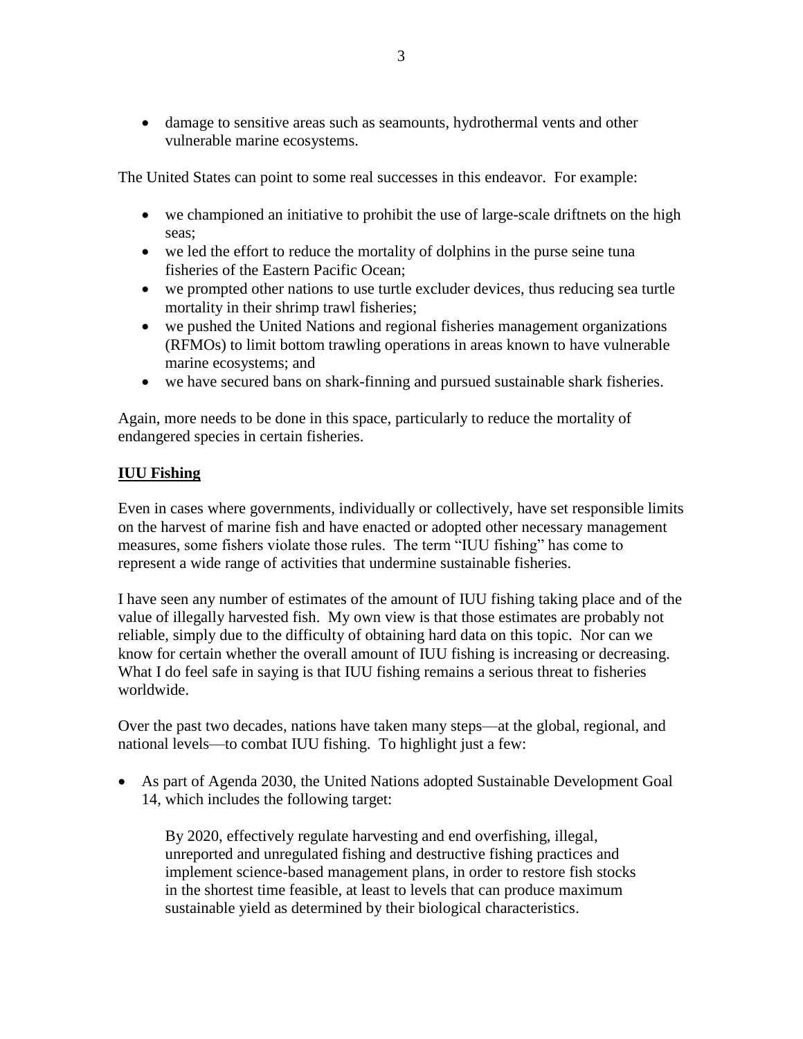- damage to sensitive areas such as seamounts, hydrothermal vents and other vulnerable marine ecosystems.

The United States can point to some real successes in this endeavor. For example:

- we championed an initiative to prohibit the use of large-scale driftnets on the high seas;
- we led the effort to reduce the mortality of dolphins in the purse seine tuna fisheries of the Eastern Pacific Ocean;
- we prompted other nations to use turtle excluder devices, thus reducing sea turtle mortality in their shrimp trawl fisheries;
- we pushed the United Nations and regional fisheries management organizations (RFMOs) to limit bottom trawling operations in areas known to have vulnerable marine ecosystems; and
- we have secured bans on shark-finning and pursued sustainable shark fisheries.

Again, more needs to be done in this space, particularly to reduce the mortality of endangered species in certain fisheries.

## IUU Fishing

Even in cases where governments, individually or collectively, have set responsible limits on the harvest of marine fish and have enacted or adopted other necessary management measures, some fishers violate those rules. The term "IUU fishing" has come to represent a wide range of activities that undermine sustainable fisheries.

I have seen any number of estimates of the amount of IUU fishing taking place and of the value of illegally harvested fish. My own view is that those estimates are probably not reliable, simply due to the difficulty of obtaining hard data on this topic. Nor can we know for certain whether the overall amount of IUU fishing is increasing or decreasing. What I do feel safe in saying is that IUU fishing remains a serious threat to fisheries worldwide.

Over the past two decades, nations have taken many steps—at the global, regional, and national levels—to combat IUU fishing. To highlight just a few:

- As part of Agenda 2030, the United Nations adopted Sustainable Development Goal 14, which includes the following target:

  > By 2020, effectively regulate harvesting and end overfishing, illegal, unreported and unregulated fishing and destructive fishing practices and implement science-based management plans, in order to restore fish stocks in the shortest time feasible, at least to levels that can produce maximum sustainable yield as determined by their biological characteristics.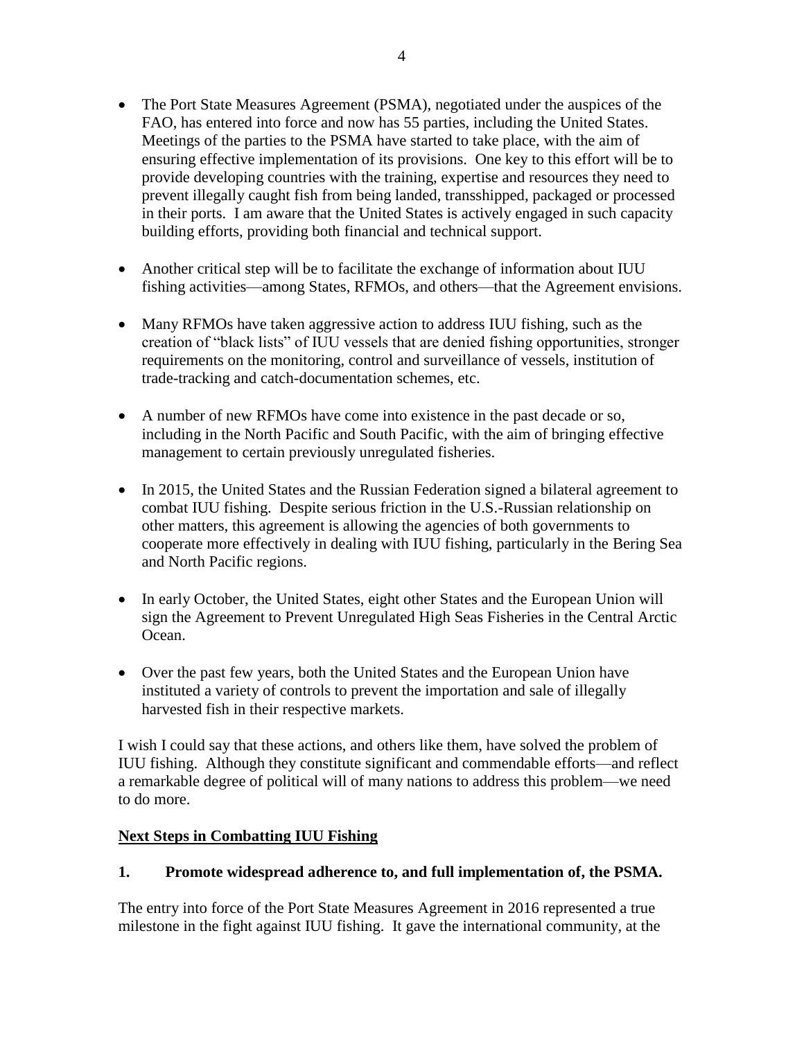- The Port State Measures Agreement (PSMA), negotiated under the auspices of the FAO, has entered into force and now has 55 parties, including the United States. Meetings of the parties to the PSMA have started to take place, with the aim of ensuring effective implementation of its provisions. One key to this effort will be to provide developing countries with the training, expertise and resources they need to prevent illegally caught fish from being landed, transshipped, packaged or processed in their ports. I am aware that the United States is actively engaged in such capacity building efforts, providing both financial and technical support.

- Another critical step will be to facilitate the exchange of information about IUU fishing activities—among States, RFMOs, and others—that the Agreement envisions.

- Many RFMOs have taken aggressive action to address IUU fishing, such as the creation of "black lists" of IUU vessels that are denied fishing opportunities, stronger requirements on the monitoring, control and surveillance of vessels, institution of trade-tracking and catch-documentation schemes, etc.

- A number of new RFMOs have come into existence in the past decade or so, including in the North Pacific and South Pacific, with the aim of bringing effective management to certain previously unregulated fisheries.

- In 2015, the United States and the Russian Federation signed a bilateral agreement to combat IUU fishing. Despite serious friction in the U.S.-Russian relationship on other matters, this agreement is allowing the agencies of both governments to cooperate more effectively in dealing with IUU fishing, particularly in the Bering Sea and North Pacific regions.

- In early October, the United States, eight other States and the European Union will sign the Agreement to Prevent Unregulated High Seas Fisheries in the Central Arctic Ocean.

- Over the past few years, both the United States and the European Union have instituted a variety of controls to prevent the importation and sale of illegally harvested fish in their respective markets.

I wish I could say that these actions, and others like them, have solved the problem of IUU fishing. Although they constitute significant and commendable efforts—and reflect a remarkable degree of political will of many nations to address this problem—we need to do more.

## Next Steps in Combatting IUU Fishing

### 1. Promote widespread adherence to, and full implementation of, the PSMA.

The entry into force of the Port State Measures Agreement in 2016 represented a true milestone in the fight against IUU fishing. It gave the international community, at the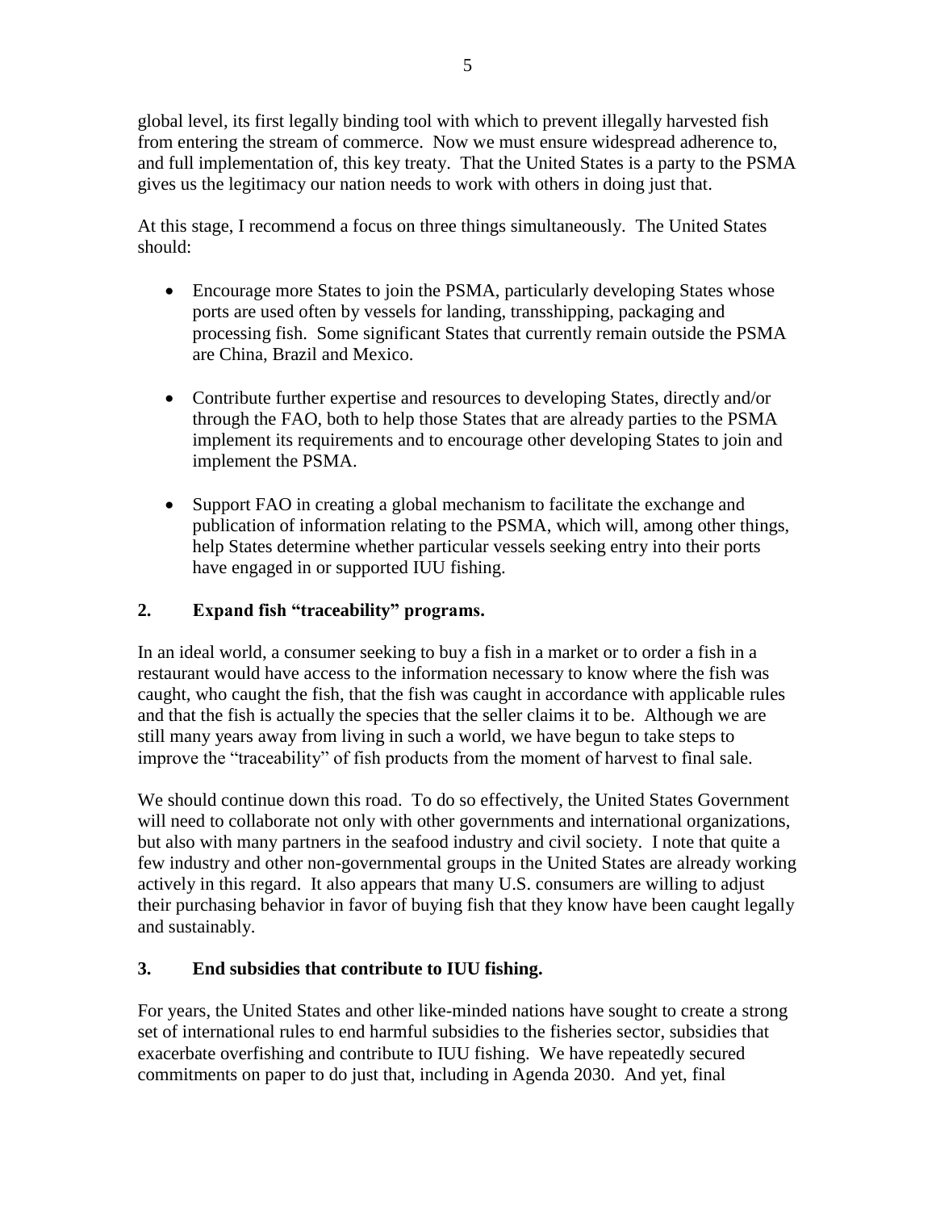global level, its first legally binding tool with which to prevent illegally harvested fish from entering the stream of commerce. Now we must ensure widespread adherence to, and full implementation of, this key treaty. That the United States is a party to the PSMA gives us the legitimacy our nation needs to work with others in doing just that.

At this stage, I recommend a focus on three things simultaneously. The United States should:

- Encourage more States to join the PSMA, particularly developing States whose ports are used often by vessels for landing, transshipping, packaging and processing fish. Some significant States that currently remain outside the PSMA are China, Brazil and Mexico.

- Contribute further expertise and resources to developing States, directly and/or through the FAO, both to help those States that are already parties to the PSMA implement its requirements and to encourage other developing States to join and implement the PSMA.

- Support FAO in creating a global mechanism to facilitate the exchange and publication of information relating to the PSMA, which will, among other things, help States determine whether particular vessels seeking entry into their ports have engaged in or supported IUU fishing.

## 2. Expand fish "traceability" programs.

In an ideal world, a consumer seeking to buy a fish in a market or to order a fish in a restaurant would have access to the information necessary to know where the fish was caught, who caught the fish, that the fish was caught in accordance with applicable rules and that the fish is actually the species that the seller claims it to be. Although we are still many years away from living in such a world, we have begun to take steps to improve the "traceability" of fish products from the moment of harvest to final sale.

We should continue down this road. To do so effectively, the United States Government will need to collaborate not only with other governments and international organizations, but also with many partners in the seafood industry and civil society. I note that quite a few industry and other non-governmental groups in the United States are already working actively in this regard. It also appears that many U.S. consumers are willing to adjust their purchasing behavior in favor of buying fish that they know have been caught legally and sustainably.

## 3. End subsidies that contribute to IUU fishing.

For years, the United States and other like-minded nations have sought to create a strong set of international rules to end harmful subsidies to the fisheries sector, subsidies that exacerbate overfishing and contribute to IUU fishing. We have repeatedly secured commitments on paper to do just that, including in Agenda 2030. And yet, final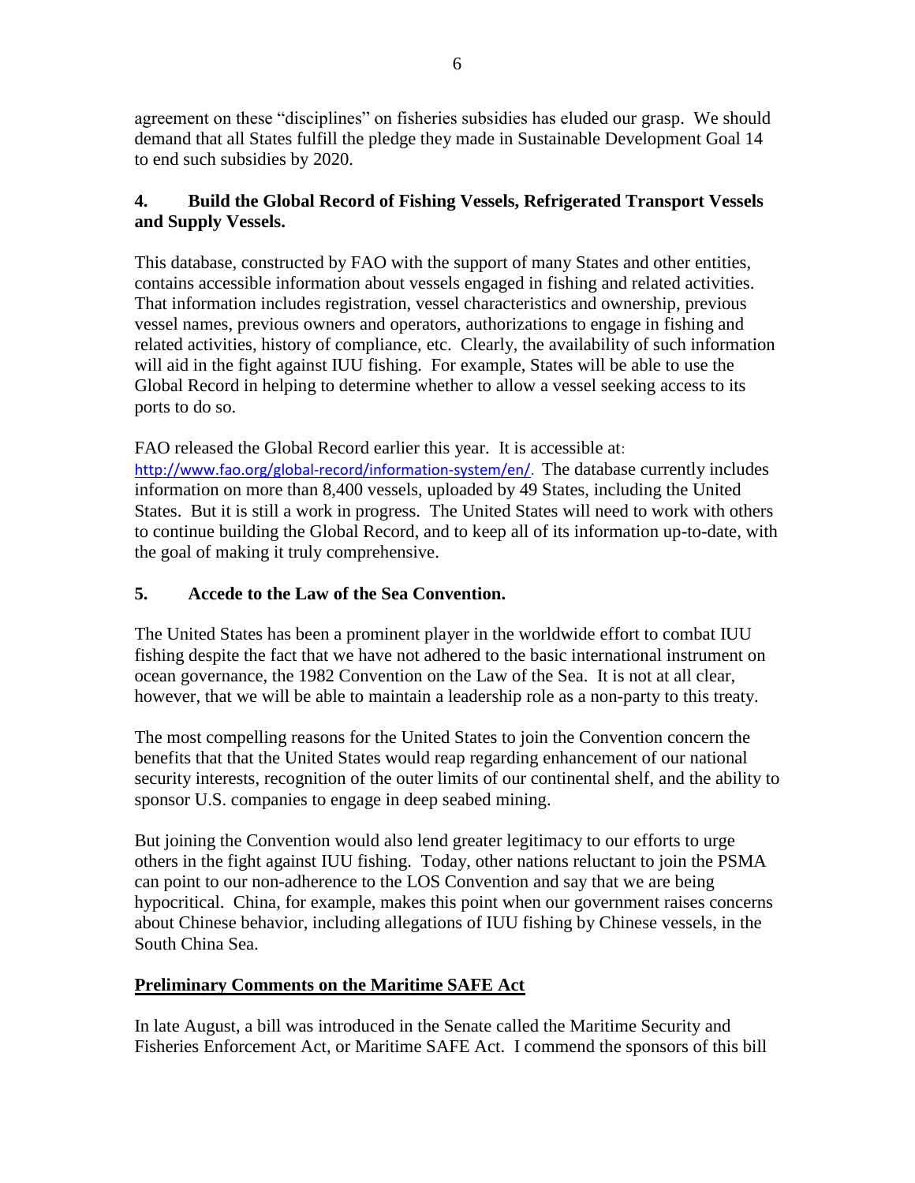agreement on these "disciplines" on fisheries subsidies has eluded our grasp. We should demand that all States fulfill the pledge they made in Sustainable Development Goal 14 to end such subsidies by 2020.

### 4. Build the Global Record of Fishing Vessels, Refrigerated Transport Vessels and Supply Vessels.

This database, constructed by FAO with the support of many States and other entities, contains accessible information about vessels engaged in fishing and related activities. That information includes registration, vessel characteristics and ownership, previous vessel names, previous owners and operators, authorizations to engage in fishing and related activities, history of compliance, etc. Clearly, the availability of such information will aid in the fight against IUU fishing. For example, States will be able to use the Global Record in helping to determine whether to allow a vessel seeking access to its ports to do so.

FAO released the Global Record earlier this year. It is accessible at: http://www.fao.org/global-record/information-system/en/. The database currently includes information on more than 8,400 vessels, uploaded by 49 States, including the United States. But it is still a work in progress. The United States will need to work with others to continue building the Global Record, and to keep all of its information up-to-date, with the goal of making it truly comprehensive.

### 5. Accede to the Law of the Sea Convention.

The United States has been a prominent player in the worldwide effort to combat IUU fishing despite the fact that we have not adhered to the basic international instrument on ocean governance, the 1982 Convention on the Law of the Sea. It is not at all clear, however, that we will be able to maintain a leadership role as a non-party to this treaty.

The most compelling reasons for the United States to join the Convention concern the benefits that that the United States would reap regarding enhancement of our national security interests, recognition of the outer limits of our continental shelf, and the ability to sponsor U.S. companies to engage in deep seabed mining.

But joining the Convention would also lend greater legitimacy to our efforts to urge others in the fight against IUU fishing. Today, other nations reluctant to join the PSMA can point to our non-adherence to the LOS Convention and say that we are being hypocritical. China, for example, makes this point when our government raises concerns about Chinese behavior, including allegations of IUU fishing by Chinese vessels, in the South China Sea.

## Preliminary Comments on the Maritime SAFE Act

In late August, a bill was introduced in the Senate called the Maritime Security and Fisheries Enforcement Act, or Maritime SAFE Act. I commend the sponsors of this bill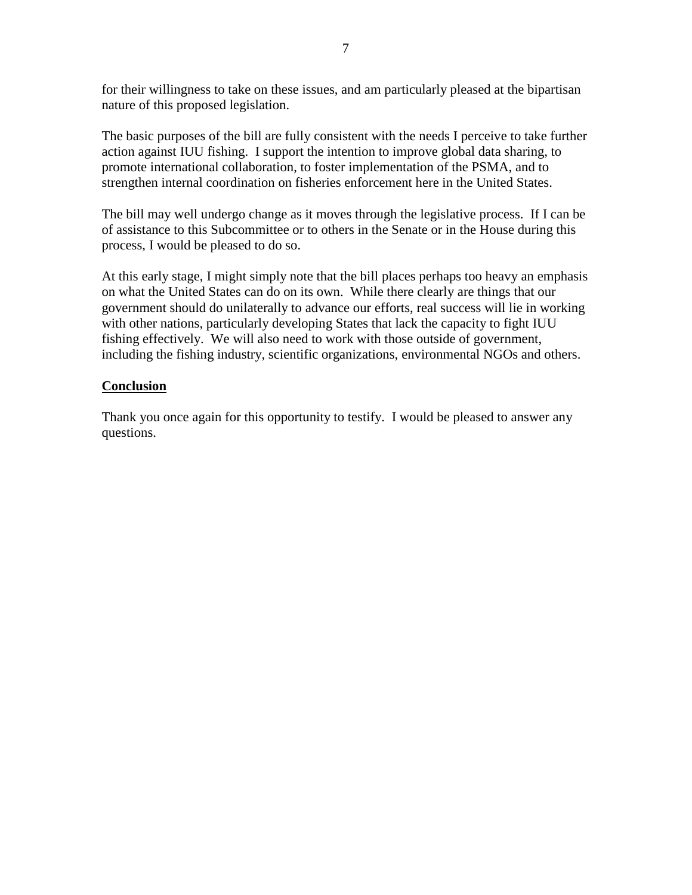for their willingness to take on these issues, and am particularly pleased at the bipartisan nature of this proposed legislation.

The basic purposes of the bill are fully consistent with the needs I perceive to take further action against IUU fishing. I support the intention to improve global data sharing, to promote international collaboration, to foster implementation of the PSMA, and to strengthen internal coordination on fisheries enforcement here in the United States.

The bill may well undergo change as it moves through the legislative process. If I can be of assistance to this Subcommittee or to others in the Senate or in the House during this process, I would be pleased to do so.

At this early stage, I might simply note that the bill places perhaps too heavy an emphasis on what the United States can do on its own. While there clearly are things that our government should do unilaterally to advance our efforts, real success will lie in working with other nations, particularly developing States that lack the capacity to fight IUU fishing effectively. We will also need to work with those outside of government, including the fishing industry, scientific organizations, environmental NGOs and others.

## Conclusion

Thank you once again for this opportunity to testify. I would be pleased to answer any questions.